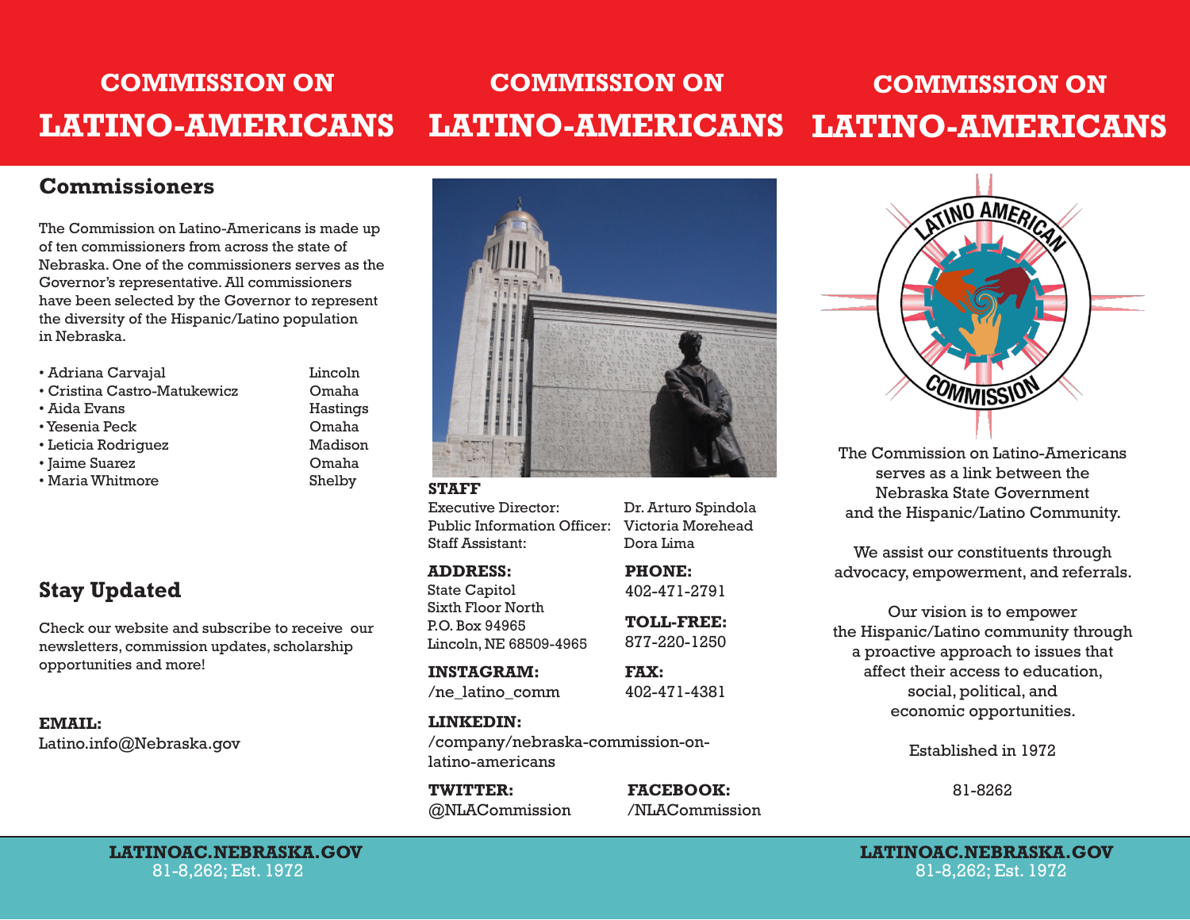# COMMISSION ON LATINO-AMERICANS

## Commissioners

The Commission on Latino-Americans is made up of ten commissioners from across the state of Nebraska. One of the commissioners serves as the Governor's representative. All commissioners have been selected by the Governor to represent the diversity of the Hispanic/Latino population in Nebraska.

| Commissioner | City |
|---|---|
| • Adriana Carvajal | Lincoln |
| • Cristina Castro-Matukewicz | Omaha |
| • Aida Evans | Hastings |
| • Yesenia Peck | Omaha |
| • Leticia Rodriguez | Madison |
| • Jaime Suarez | Omaha |
| • Maria Whitmore | Shelby |

## Stay Updated

Check our website and subscribe to receive our newsletters, commission updates, scholarship opportunities and more!

**EMAIL:**
Latino.info@Nebraska.gov

**LATINOAC.NEBRASKA.GOV**
81-8,262; Est. 1972

# COMMISSION ON LATINO-AMERICANS

**STAFF**

| | |
|---|---|
| Executive Director: | Dr. Arturo Spindola |
| Public Information Officer: | Victoria Morehead |
| Staff Assistant: | Dora Lima |

**ADDRESS:**
State Capitol
Sixth Floor North
P.O. Box 94965
Lincoln, NE 68509-4965

**PHONE:**
402-471-2791

**TOLL-FREE:**
877-220-1250

**INSTAGRAM:**
/ne_latino_comm

**FAX:**
402-471-4381

**LINKEDIN:**
/company/nebraska-commission-on-latino-americans

**TWITTER:**
@NLACommission

**FACEBOOK:**
/NLACommission

# COMMISSION ON LATINO-AMERICANS

LATINO AMERICAN COMMISSION

The Commission on Latino-Americans serves as a link between the Nebraska State Government and the Hispanic/Latino Community.

We assist our constituents through advocacy, empowerment, and referrals.

Our vision is to empower the Hispanic/Latino community through a proactive approach to issues that affect their access to education, social, political, and economic opportunities.

Established in 1972

81-8262

**LATINOAC.NEBRASKA.GOV**
81-8,262; Est. 1972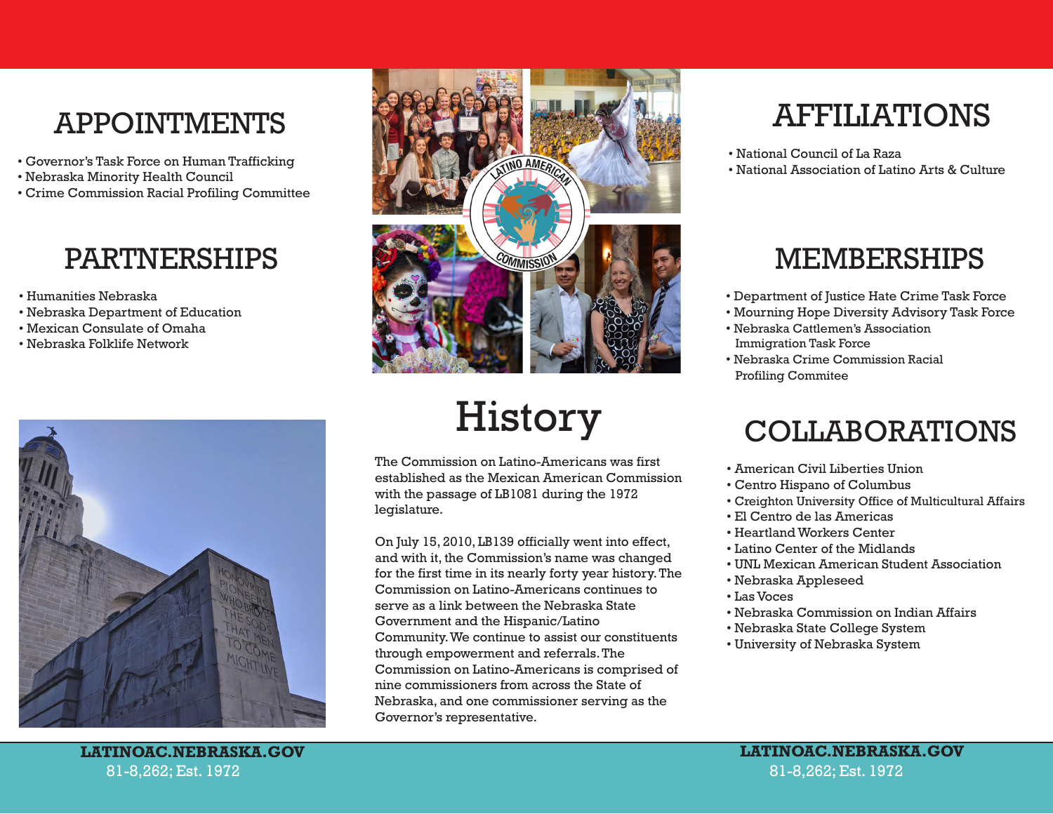## APPOINTMENTS

- Governor's Task Force on Human Trafficking
- Nebraska Minority Health Council
- Crime Commission Racial Profiling Committee

## PARTNERSHIPS

- Humanities Nebraska
- Nebraska Department of Education
- Mexican Consulate of Omaha
- Nebraska Folklife Network

# History

The Commission on Latino-Americans was first established as the Mexican American Commission with the passage of LB1081 during the 1972 legislature.

On July 15, 2010, LB139 officially went into effect, and with it, the Commission's name was changed for the first time in its nearly forty year history. The Commission on Latino-Americans continues to serve as a link between the Nebraska State Government and the Hispanic/Latino Community. We continue to assist our constituents through empowerment and referrals. The Commission on Latino-Americans is comprised of nine commissioners from across the State of Nebraska, and one commissioner serving as the Governor's representative.

## AFFILIATIONS

- National Council of La Raza
- National Association of Latino Arts & Culture

## MEMBERSHIPS

- Department of Justice Hate Crime Task Force
- Mourning Hope Diversity Advisory Task Force
- Nebraska Cattlemen's Association Immigration Task Force
- Nebraska Crime Commission Racial Profiling Commitee

## COLLABORATIONS

- American Civil Liberties Union
- Centro Hispano of Columbus
- Creighton University Office of Multicultural Affairs
- El Centro de las Americas
- Heartland Workers Center
- Latino Center of the Midlands
- UNL Mexican American Student Association
- Nebraska Appleseed
- Las Voces
- Nebraska Commission on Indian Affairs
- Nebraska State College System
- University of Nebraska System

**LATINOAC.NEBRASKA.GOV**
81-8,262; Est. 1972